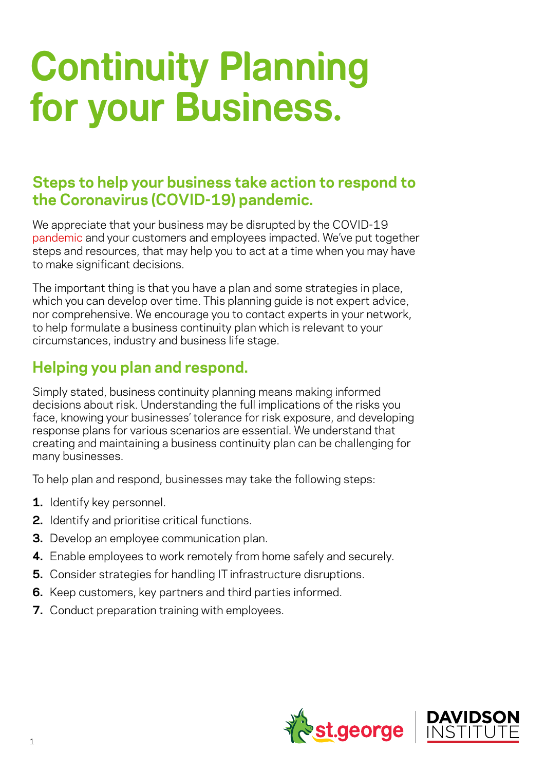# Continuity Planning for your Business.

## Steps to help your business take action to respond to the Coronavirus (COVID-19) pandemic.

We appreciate that your business may be disrupted by the COVID-19 pandemic and your customers and employees impacted. We've put together steps and resources, that may help you to act at a time when you may have to make significant decisions.

The important thing is that you have a plan and some strategies in place, which you can develop over time. This planning guide is not expert advice, nor comprehensive. We encourage you to contact experts in your network, to help formulate a business continuity plan which is relevant to your circumstances, industry and business life stage.

## Helping you plan and respond.

Simply stated, business continuity planning means making informed decisions about risk. Understanding the full implications of the risks you face, knowing your businesses' tolerance for risk exposure, and developing response plans for various scenarios are essential. We understand that creating and maintaining a business continuity plan can be challenging for many businesses.

To help plan and respond, businesses may take the following steps:

1. Identify key personnel.
2. Identify and prioritise critical functions.
3. Develop an employee communication plan.
4. Enable employees to work remotely from home safely and securely.
5. Consider strategies for handling IT infrastructure disruptions.
6. Keep customers, key partners and third parties informed.
7. Conduct preparation training with employees.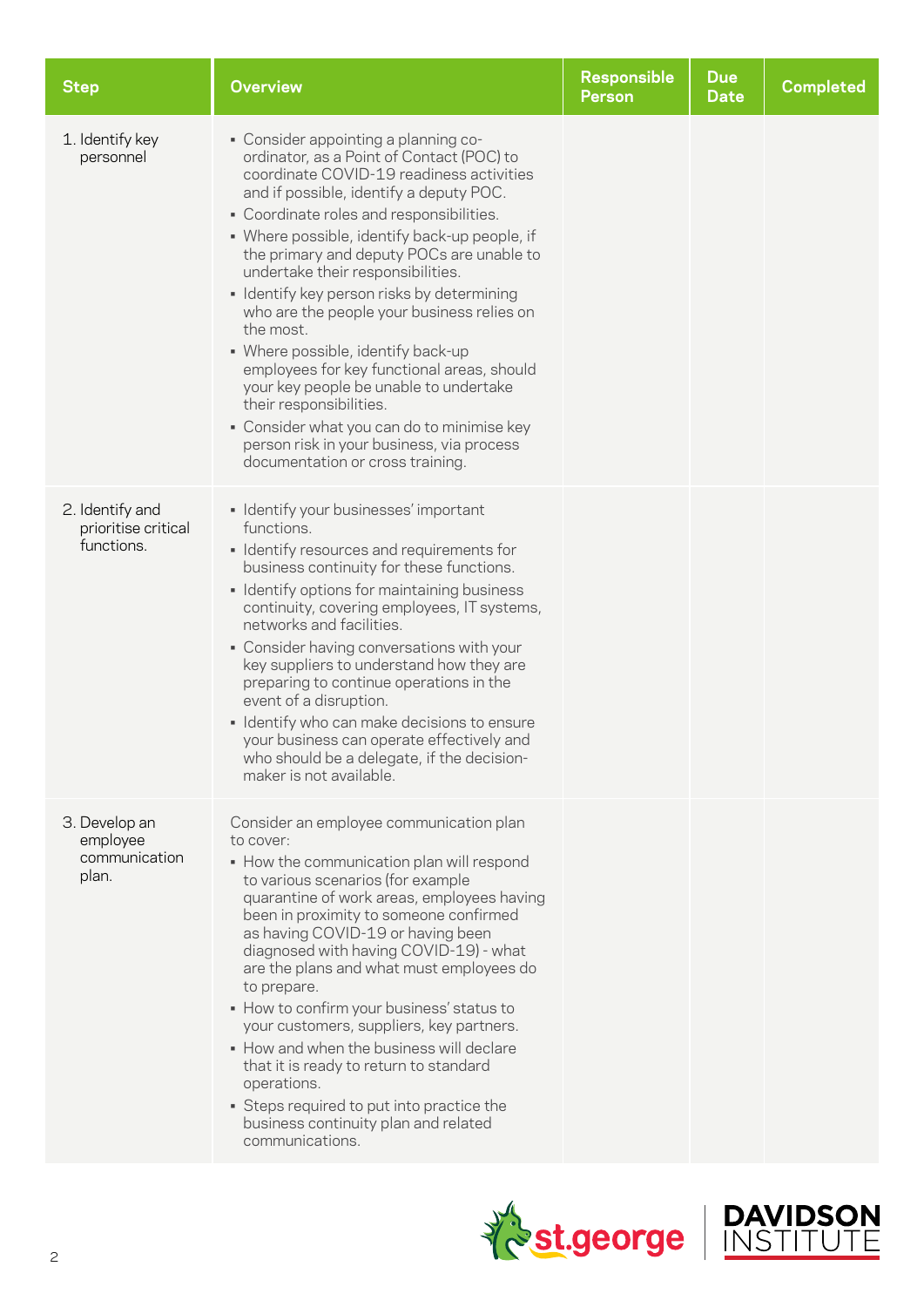| Step | Overview | Responsible Person | Due Date | Completed |
|---|---|---|---|---|
| 1. Identify key personnel | ▪ Consider appointing a planning co-ordinator, as a Point of Contact (POC) to coordinate COVID-19 readiness activities and if possible, identify a deputy POC.<br>▪ Coordinate roles and responsibilities.<br>▪ Where possible, identify back-up people, if the primary and deputy POCs are unable to undertake their responsibilities.<br>▪ Identify key person risks by determining who are the people your business relies on the most.<br>▪ Where possible, identify back-up employees for key functional areas, should your key people be unable to undertake their responsibilities.<br>▪ Consider what you can do to minimise key person risk in your business, via process documentation or cross training. | | | |
| 2. Identify and prioritise critical functions. | ▪ Identify your businesses' important functions.<br>▪ Identify resources and requirements for business continuity for these functions.<br>▪ Identify options for maintaining business continuity, covering employees, IT systems, networks and facilities.<br>▪ Consider having conversations with your key suppliers to understand how they are preparing to continue operations in the event of a disruption.<br>▪ Identify who can make decisions to ensure your business can operate effectively and who should be a delegate, if the decision-maker is not available. | | | |
| 3. Develop an employee communication plan. | Consider an employee communication plan to cover:<br>▪ How the communication plan will respond to various scenarios (for example quarantine of work areas, employees having been in proximity to someone confirmed as having COVID-19 or having been diagnosed with having COVID-19) - what are the plans and what must employees do to prepare.<br>▪ How to confirm your business' status to your customers, suppliers, key partners.<br>▪ How and when the business will declare that it is ready to return to standard operations.<br>▪ Steps required to put into practice the business continuity plan and related communications. | | | |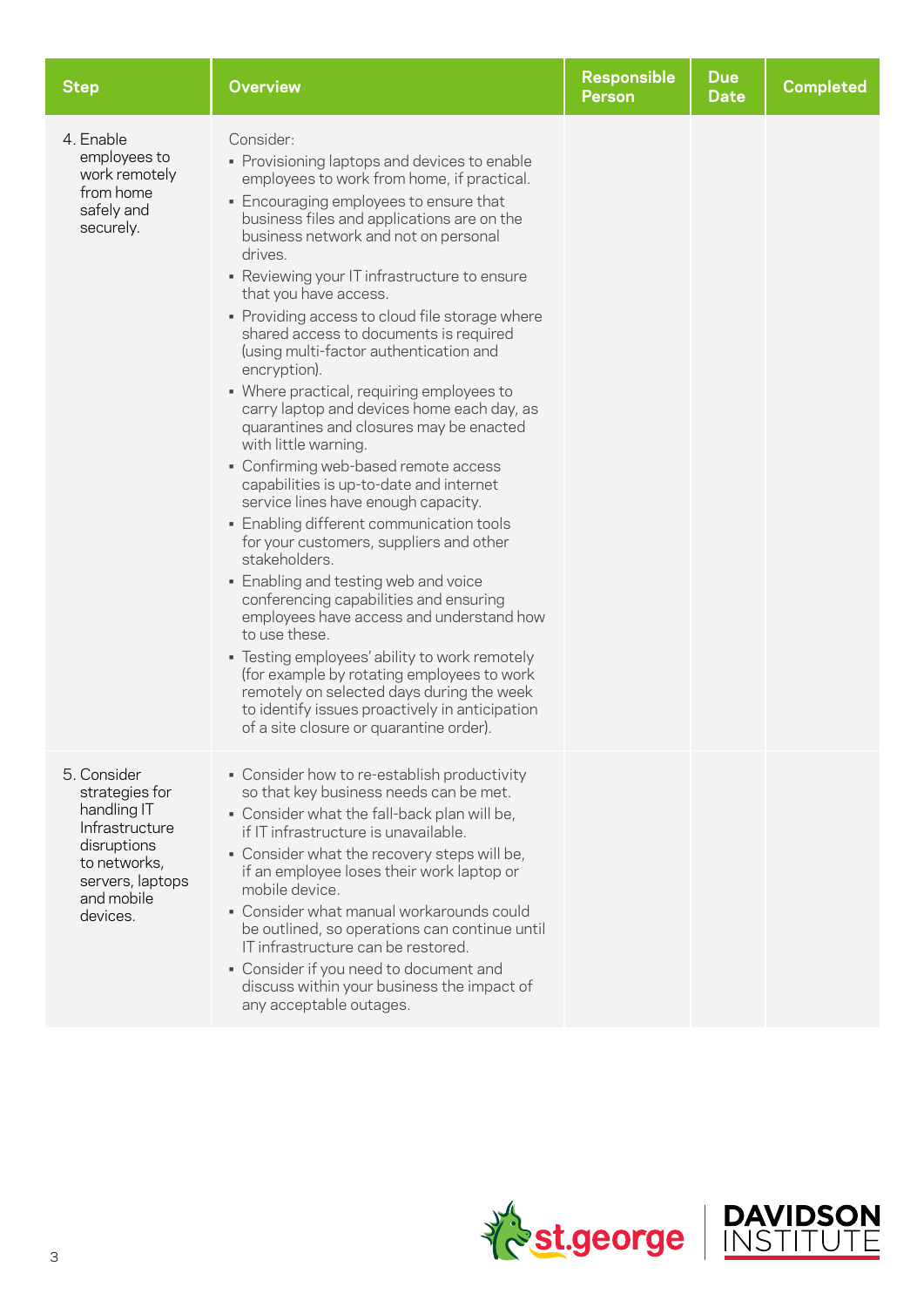| Step | Overview | Responsible Person | Due Date | Completed |
|---|---|---|---|---|
| 4. Enable employees to work remotely from home safely and securely. | Consider:<br>▪ Provisioning laptops and devices to enable employees to work from home, if practical.<br>▪ Encouraging employees to ensure that business files and applications are on the business network and not on personal drives.<br>▪ Reviewing your IT infrastructure to ensure that you have access.<br>▪ Providing access to cloud file storage where shared access to documents is required (using multi-factor authentication and encryption).<br>▪ Where practical, requiring employees to carry laptop and devices home each day, as quarantines and closures may be enacted with little warning.<br>▪ Confirming web-based remote access capabilities is up-to-date and internet service lines have enough capacity.<br>▪ Enabling different communication tools for your customers, suppliers and other stakeholders.<br>▪ Enabling and testing web and voice conferencing capabilities and ensuring employees have access and understand how to use these.<br>▪ Testing employees' ability to work remotely (for example by rotating employees to work remotely on selected days during the week to identify issues proactively in anticipation of a site closure or quarantine order). | | | |
| 5. Consider strategies for handling IT Infrastructure disruptions to networks, servers, laptops and mobile devices. | ▪ Consider how to re-establish productivity so that key business needs can be met.<br>▪ Consider what the fall-back plan will be, if IT infrastructure is unavailable.<br>▪ Consider what the recovery steps will be, if an employee loses their work laptop or mobile device.<br>▪ Consider what manual workarounds could be outlined, so operations can continue until IT infrastructure can be restored.<br>▪ Consider if you need to document and discuss within your business the impact of any acceptable outages. | | | |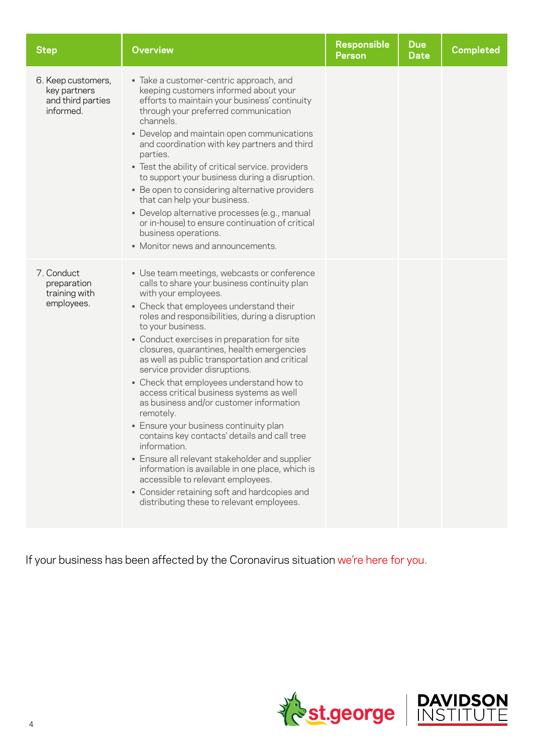| Step | Overview | Responsible Person | Due Date | Completed |
|---|---|---|---|---|
| 6. Keep customers, key partners and third parties informed. | ▪ Take a customer-centric approach, and keeping customers informed about your efforts to maintain your business' continuity through your preferred communication channels.<br>▪ Develop and maintain open communications and coordination with key partners and third parties.<br>▪ Test the ability of critical service. providers to support your business during a disruption.<br>▪ Be open to considering alternative providers that can help your business.<br>▪ Develop alternative processes (e.g., manual or in-house) to ensure continuation of critical business operations.<br>▪ Monitor news and announcements. | | | |
| 7. Conduct preparation training with employees. | ▪ Use team meetings, webcasts or conference calls to share your business continuity plan with your employees.<br>▪ Check that employees understand their roles and responsibilities, during a disruption to your business.<br>▪ Conduct exercises in preparation for site closures, quarantines, health emergencies as well as public transportation and critical service provider disruptions.<br>▪ Check that employees understand how to access critical business systems as well as business and/or customer information remotely.<br>▪ Ensure your business continuity plan contains key contacts' details and call tree information.<br>▪ Ensure all relevant stakeholder and supplier information is available in one place, which is accessible to relevant employees.<br>▪ Consider retaining soft and hardcopies and distributing these to relevant employees. | | | |

If your business has been affected by the Coronavirus situation we're here for you.

st.george | DAVIDSON INSTITUTE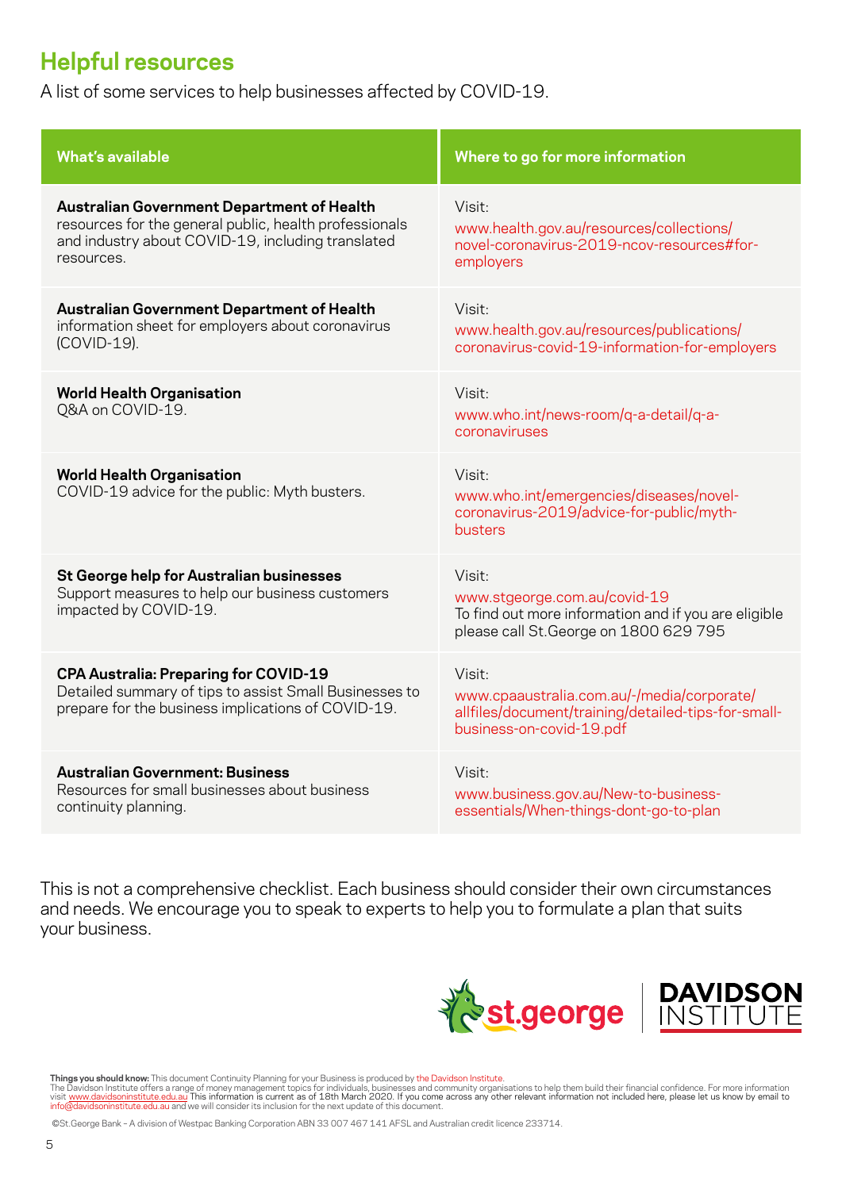## Helpful resources

A list of some services to help businesses affected by COVID-19.

| What's available | Where to go for more information |
|---|---|
| **Australian Government Department of Health** resources for the general public, health professionals and industry about COVID-19, including translated resources. | Visit: www.health.gov.au/resources/collections/novel-coronavirus-2019-ncov-resources#for-employers |
| **Australian Government Department of Health** information sheet for employers about coronavirus (COVID-19). | Visit: www.health.gov.au/resources/publications/coronavirus-covid-19-information-for-employers |
| **World Health Organisation** Q&A on COVID-19. | Visit: www.who.int/news-room/q-a-detail/q-a-coronaviruses |
| **World Health Organisation** COVID-19 advice for the public: Myth busters. | Visit: www.who.int/emergencies/diseases/novel-coronavirus-2019/advice-for-public/myth-busters |
| **St George help for Australian businesses** Support measures to help our business customers impacted by COVID-19. | Visit: www.stgeorge.com.au/covid-19 To find out more information and if you are eligible please call St.George on 1800 629 795 |
| **CPA Australia: Preparing for COVID-19** Detailed summary of tips to assist Small Businesses to prepare for the business implications of COVID-19. | Visit: www.cpaaustralia.com.au/-/media/corporate/allfiles/document/training/detailed-tips-for-small-business-on-covid-19.pdf |
| **Australian Government: Business** Resources for small businesses about business continuity planning. | Visit: www.business.gov.au/New-to-business-essentials/When-things-dont-go-to-plan |

This is not a comprehensive checklist. Each business should consider their own circumstances and needs. We encourage you to speak to experts to help you to formulate a plan that suits your business.

st.george | DAVIDSON INSTITUTE

**Things you should know:** This document Continuity Planning for your Business is produced by the Davidson Institute. The Davidson Institute offers a range of money management topics for individuals, businesses and community organisations to help them build their financial confidence. For more information visit www.davidsoninstitute.edu.au This information is current as of 18th March 2020. If you come across any other relevant information not included here, please let us know by email to info@davidsoninstitute.edu.au and we will consider its inclusion for the next update of this document.

©St.George Bank – A division of Westpac Banking Corporation ABN 33 007 467 141 AFSL and Australian credit licence 233714.